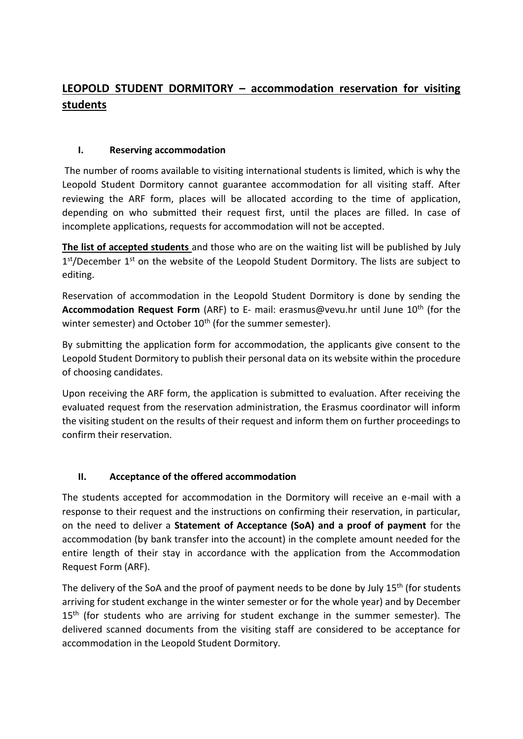// The document title is bold and underlined on the page.
# **LEOPOLD STUDENT DORMITORY – accommodation reservation for visiting students**

## I. Reserving accommodation

The number of rooms available to visiting international students is limited, which is why the Leopold Student Dormitory cannot guarantee accommodation for all visiting staff. After reviewing the ARF form, places will be allocated according to the time of application, depending on who submitted their request first, until the places are filled. In case of incomplete applications, requests for accommodation will not be accepted.

**The list of accepted students** and those who are on the waiting list will be published by July 1st/December 1st on the website of the Leopold Student Dormitory. The lists are subject to editing.

Reservation of accommodation in the Leopold Student Dormitory is done by sending the **Accommodation Request Form** (ARF) to E- mail: erasmus@vevu.hr until June 10th (for the winter semester) and October 10th (for the summer semester).

By submitting the application form for accommodation, the applicants give consent to the Leopold Student Dormitory to publish their personal data on its website within the procedure of choosing candidates.

Upon receiving the ARF form, the application is submitted to evaluation. After receiving the evaluated request from the reservation administration, the Erasmus coordinator will inform the visiting student on the results of their request and inform them on further proceedings to confirm their reservation.

## II. Acceptance of the offered accommodation

The students accepted for accommodation in the Dormitory will receive an e-mail with a response to their request and the instructions on confirming their reservation, in particular, on the need to deliver a **Statement of Acceptance (SoA) and a proof of payment** for the accommodation (by bank transfer into the account) in the complete amount needed for the entire length of their stay in accordance with the application from the Accommodation Request Form (ARF).

The delivery of the SoA and the proof of payment needs to be done by July 15th (for students arriving for student exchange in the winter semester or for the whole year) and by December 15th (for students who are arriving for student exchange in the summer semester). The delivered scanned documents from the visiting staff are considered to be acceptance for accommodation in the Leopold Student Dormitory.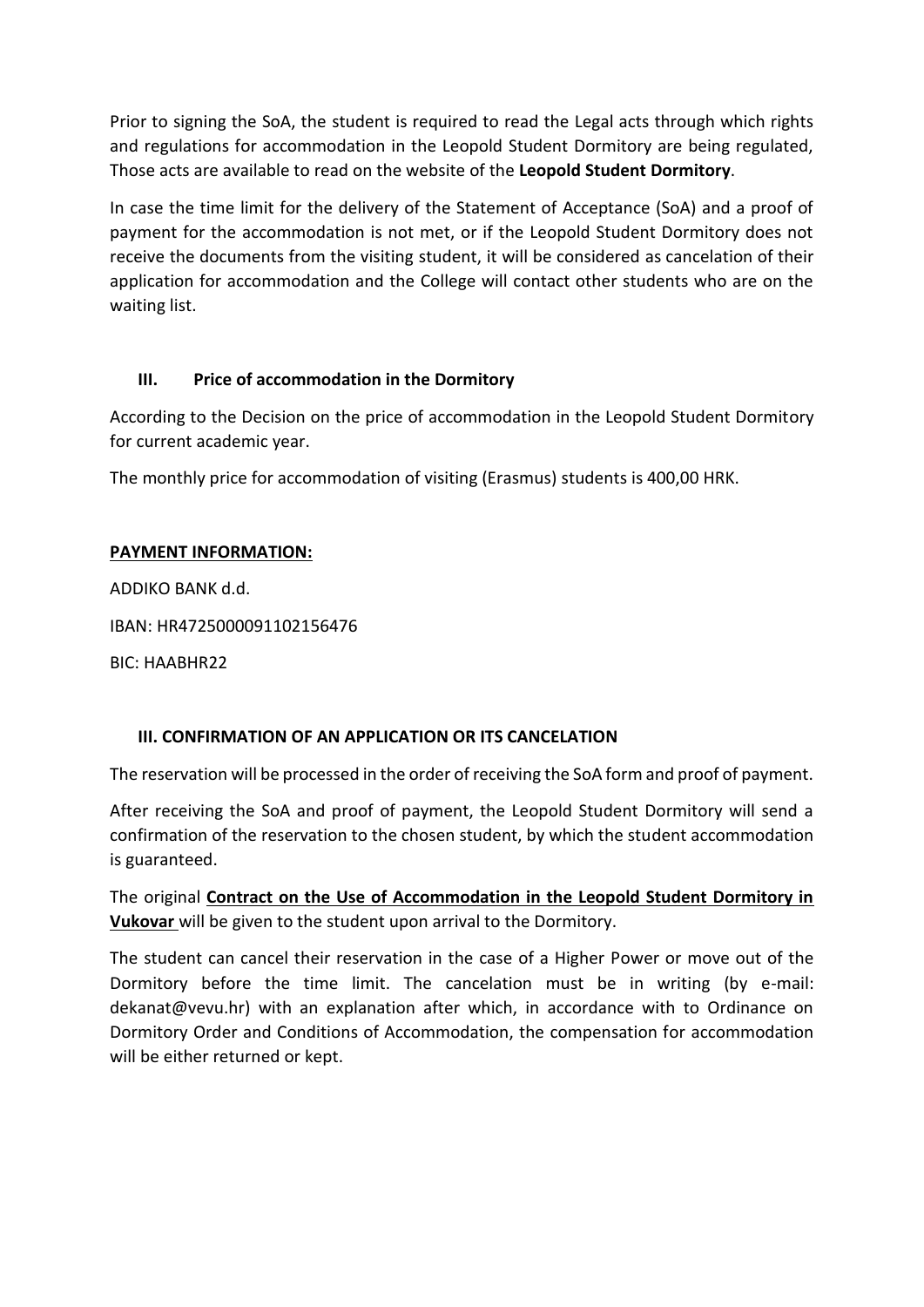Prior to signing the SoA, the student is required to read the Legal acts through which rights and regulations for accommodation in the Leopold Student Dormitory are being regulated, Those acts are available to read on the website of the **Leopold Student Dormitory**.

In case the time limit for the delivery of the Statement of Acceptance (SoA) and a proof of payment for the accommodation is not met, or if the Leopold Student Dormitory does not receive the documents from the visiting student, it will be considered as cancelation of their application for accommodation and the College will contact other students who are on the waiting list.

### III. Price of accommodation in the Dormitory

According to the Decision on the price of accommodation in the Leopold Student Dormitory for current academic year.

The monthly price for accommodation of visiting (Erasmus) students is 400,00 HRK.

**PAYMENT INFORMATION:**

ADDIKO BANK d.d.

IBAN: HR4725000091102156476

BIC: HAABHR22

### III. CONFIRMATION OF AN APPLICATION OR ITS CANCELATION

The reservation will be processed in the order of receiving the SoA form and proof of payment.

After receiving the SoA and proof of payment, the Leopold Student Dormitory will send a confirmation of the reservation to the chosen student, by which the student accommodation is guaranteed.

The original **Contract on the Use of Accommodation in the Leopold Student Dormitory in Vukovar** will be given to the student upon arrival to the Dormitory.

The student can cancel their reservation in the case of a Higher Power or move out of the Dormitory before the time limit. The cancelation must be in writing (by e-mail: dekanat@vevu.hr) with an explanation after which, in accordance with to Ordinance on Dormitory Order and Conditions of Accommodation, the compensation for accommodation will be either returned or kept.